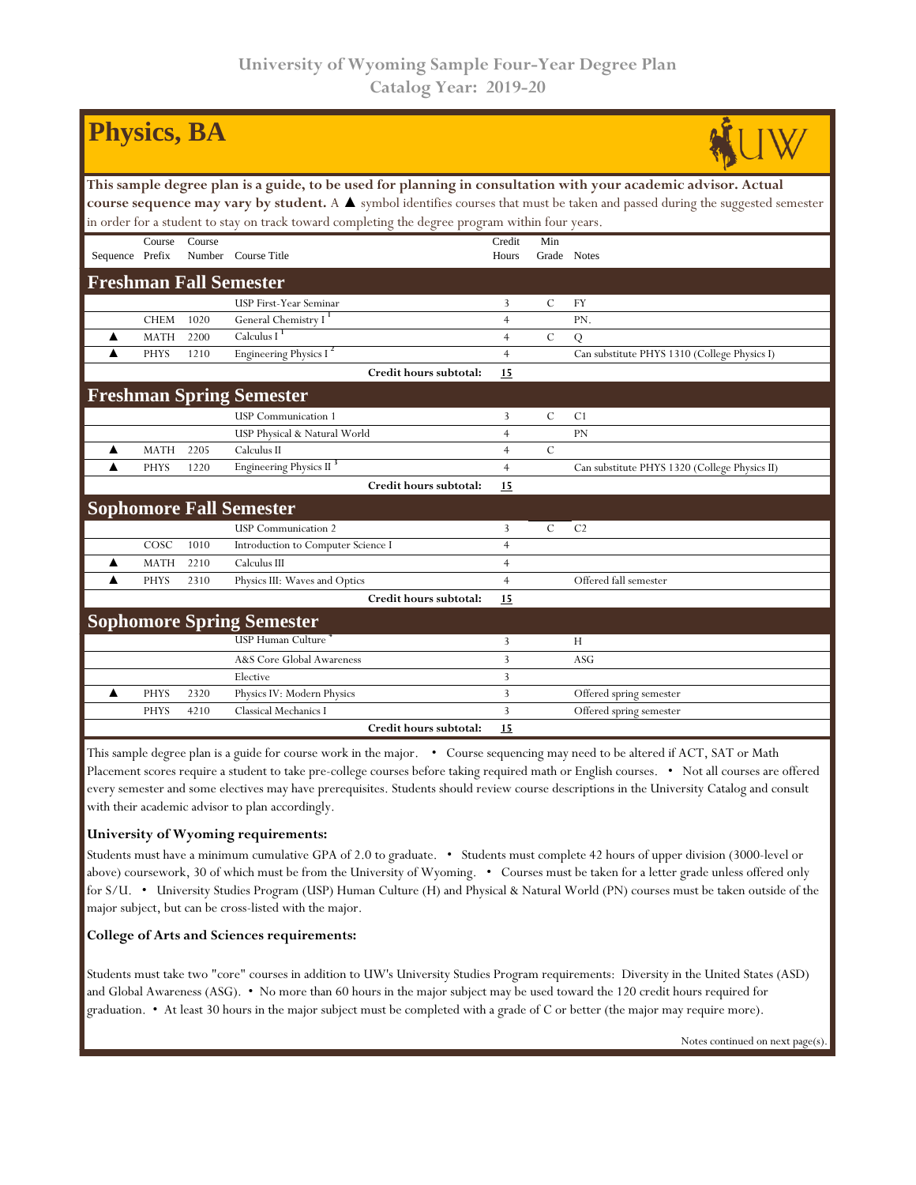University of Wyoming Sample Four-Year Degree Plan
Catalog Year: 2019-20

# Physics, BA

**This sample degree plan is a guide, to be used for planning in consultation with your academic advisor. Actual course sequence may vary by student.** A ▲ symbol identifies courses that must be taken and passed during the suggested semester in order for a student to stay on track toward completing the degree program within four years.

| Sequence | Course Prefix | Course Number | Course Title | Credit Hours | Min Grade | Notes |
|---|---|---|---|---|---|---|
| **Freshman Fall Semester** | | | | | | |
| | | | USP First-Year Seminar | 3 | C | FY |
| | CHEM | 1020 | General Chemistry I [1] | 4 | | PN. |
| ▲ | MATH | 2200 | Calculus I [1] | 4 | C | Q |
| ▲ | PHYS | 1210 | Engineering Physics I [2] | 4 | | Can substitute PHYS 1310 (College Physics I) |
| | | | **Credit hours subtotal:** | **15** | | |
| **Freshman Spring Semester** | | | | | | |
| | | | USP Communication 1 | 3 | C | C1 |
| | | | USP Physical & Natural World | 4 | | PN |
| ▲ | MATH | 2205 | Calculus II | 4 | C | |
| ▲ | PHYS | 1220 | Engineering Physics II [3] | 4 | | Can substitute PHYS 1320 (College Physics II) |
| | | | **Credit hours subtotal:** | **15** | | |
| **Sophomore Fall Semester** | | | | | | |
| | | | USP Communication 2 | 3 | C | C2 |
| | COSC | 1010 | Introduction to Computer Science I | 4 | | |
| ▲ | MATH | 2210 | Calculus III | 4 | | |
| ▲ | PHYS | 2310 | Physics III: Waves and Optics | 4 | | Offered fall semester |
| | | | **Credit hours subtotal:** | **15** | | |
| **Sophomore Spring Semester** | | | | | | |
| | | | USP Human Culture [4] | 3 | | H |
| | | | A&S Core Global Awareness | 3 | | ASG |
| | | | Elective | 3 | | |
| ▲ | PHYS | 2320 | Physics IV: Modern Physics | 3 | | Offered spring semester |
| | PHYS | 4210 | Classical Mechanics I | 3 | | Offered spring semester |
| | | | **Credit hours subtotal:** | **15** | | |

This sample degree plan is a guide for course work in the major. • Course sequencing may need to be altered if ACT, SAT or Math Placement scores require a student to take pre-college courses before taking required math or English courses. • Not all courses are offered every semester and some electives may have prerequisites. Students should review course descriptions in the University Catalog and consult with their academic advisor to plan accordingly.

**University of Wyoming requirements:**

Students must have a minimum cumulative GPA of 2.0 to graduate. • Students must complete 42 hours of upper division (3000-level or above) coursework, 30 of which must be from the University of Wyoming. • Courses must be taken for a letter grade unless offered only for S/U. • University Studies Program (USP) Human Culture (H) and Physical & Natural World (PN) courses must be taken outside of the major subject, but can be cross-listed with the major.

**College of Arts and Sciences requirements:**

Students must take two "core" courses in addition to UW's University Studies Program requirements: Diversity in the United States (ASD) and Global Awareness (ASG). • No more than 60 hours in the major subject may be used toward the 120 credit hours required for graduation. • At least 30 hours in the major subject must be completed with a grade of C or better (the major may require more).

Notes continued on next page(s).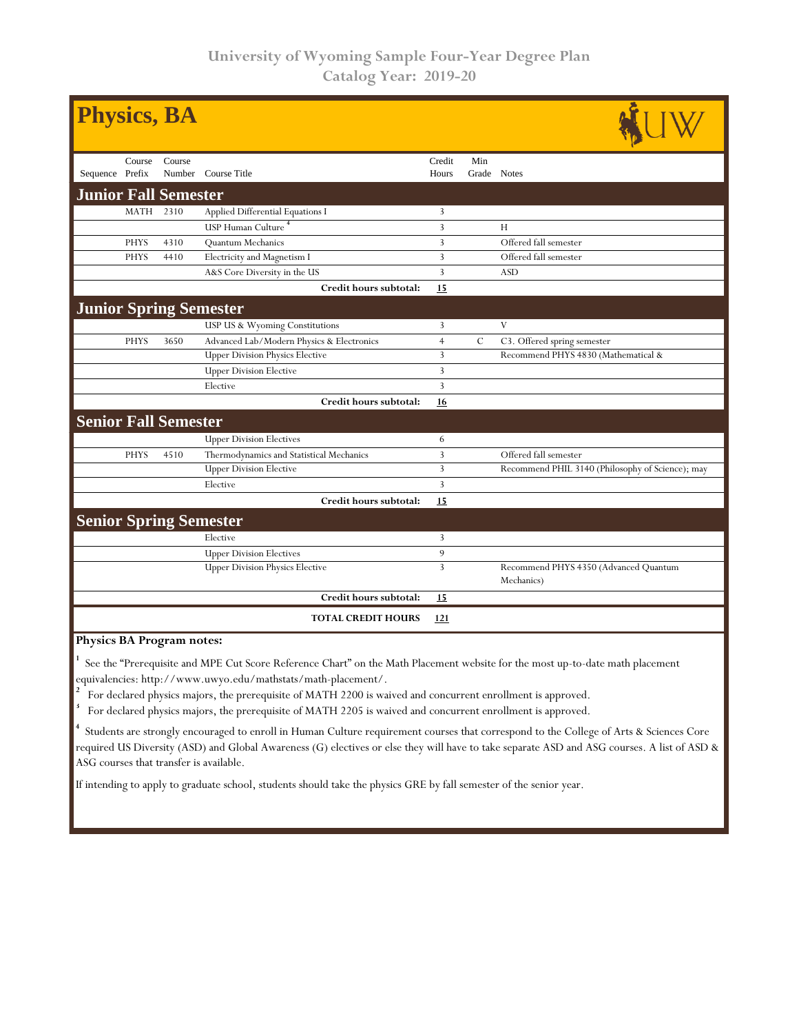University of Wyoming Sample Four-Year Degree Plan
Catalog Year: 2019-20

# Physics, BA

| Sequence | Course Prefix | Course Number | Course Title | Credit Hours | Min Grade | Notes |
|---|---|---|---|---|---|---|
| **Junior Fall Semester** | | | | | | |
| | MATH | 2310 | Applied Differential Equations I | 3 | | |
| | | | USP Human Culture [4] | 3 | | H |
| | PHYS | 4310 | Quantum Mechanics | 3 | | Offered fall semester |
| | PHYS | 4410 | Electricity and Magnetism I | 3 | | Offered fall semester |
| | | | A&S Core Diversity in the US | 3 | | ASD |
| | | | **Credit hours subtotal:** | **15** | | |
| **Junior Spring Semester** | | | | | | |
| | | | USP US & Wyoming Constitutions | 3 | | V |
| | PHYS | 3650 | Advanced Lab/Modern Physics & Electronics | 4 | C | C3. Offered spring semester |
| | | | Upper Division Physics Elective | 3 | | Recommend PHYS 4830 (Mathematical & |
| | | | Upper Division Elective | 3 | | |
| | | | Elective | 3 | | |
| | | | **Credit hours subtotal:** | **16** | | |
| **Senior Fall Semester** | | | | | | |
| | | | Upper Division Electives | 6 | | |
| | PHYS | 4510 | Thermodynamics and Statistical Mechanics | 3 | | Offered fall semester |
| | | | Upper Division Elective | 3 | | Recommend PHIL 3140 (Philosophy of Science); may |
| | | | Elective | 3 | | |
| | | | **Credit hours subtotal:** | **15** | | |
| **Senior Spring Semester** | | | | | | |
| | | | Elective | 3 | | |
| | | | Upper Division Electives | 9 | | |
| | | | Upper Division Physics Elective | 3 | | Recommend PHYS 4350 (Advanced Quantum Mechanics) |
| | | | **Credit hours subtotal:** | **15** | | |
| | | | **TOTAL CREDIT HOURS** | **121** | | |

**Physics BA Program notes:**

[1] See the "Prerequisite and MPE Cut Score Reference Chart" on the Math Placement website for the most up-to-date math placement equivalencies: http://www.uwyo.edu/mathstats/math-placement/.

[2] For declared physics majors, the prerequisite of MATH 2200 is waived and concurrent enrollment is approved.

[3] For declared physics majors, the prerequisite of MATH 2205 is waived and concurrent enrollment is approved.

[4] Students are strongly encouraged to enroll in Human Culture requirement courses that correspond to the College of Arts & Sciences Core required US Diversity (ASD) and Global Awareness (G) electives or else they will have to take separate ASD and ASG courses. A list of ASD & ASG courses that transfer is available.

If intending to apply to graduate school, students should take the physics GRE by fall semester of the senior year.